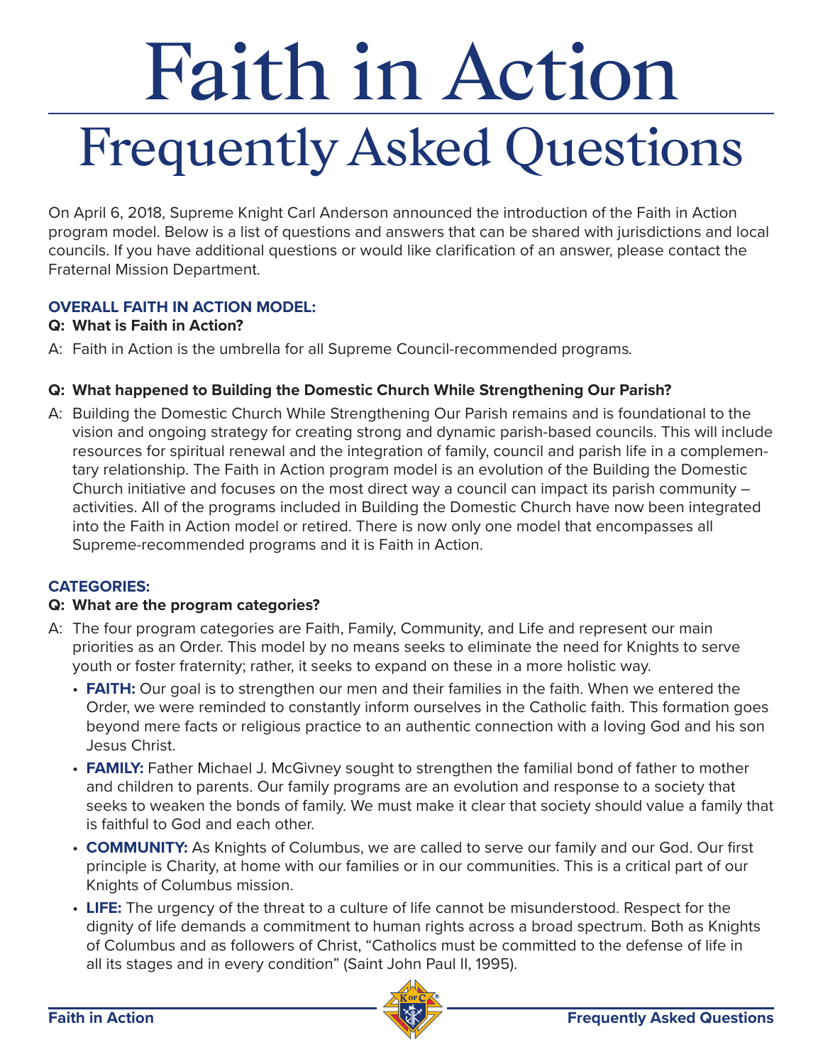# Faith in Action

## Frequently Asked Questions

On April 6, 2018, Supreme Knight Carl Anderson announced the introduction of the Faith in Action program model. Below is a list of questions and answers that can be shared with jurisdictions and local councils. If you have additional questions or would like clarification of an answer, please contact the Fraternal Mission Department.

### OVERALL FAITH IN ACTION MODEL:

**Q: What is Faith in Action?**

A: Faith in Action is the umbrella for all Supreme Council-recommended programs.

**Q: What happened to Building the Domestic Church While Strengthening Our Parish?**

A: Building the Domestic Church While Strengthening Our Parish remains and is foundational to the vision and ongoing strategy for creating strong and dynamic parish-based councils. This will include resources for spiritual renewal and the integration of family, council and parish life in a complementary relationship. The Faith in Action program model is an evolution of the Building the Domestic Church initiative and focuses on the most direct way a council can impact its parish community – activities. All of the programs included in Building the Domestic Church have now been integrated into the Faith in Action model or retired. There is now only one model that encompasses all Supreme-recommended programs and it is Faith in Action.

### CATEGORIES:

**Q: What are the program categories?**

A: The four program categories are Faith, Family, Community, and Life and represent our main priorities as an Order. This model by no means seeks to eliminate the need for Knights to serve youth or foster fraternity; rather, it seeks to expand on these in a more holistic way.

- **FAITH:** Our goal is to strengthen our men and their families in the faith. When we entered the Order, we were reminded to constantly inform ourselves in the Catholic faith. This formation goes beyond mere facts or religious practice to an authentic connection with a loving God and his son Jesus Christ.
- **FAMILY:** Father Michael J. McGivney sought to strengthen the familial bond of father to mother and children to parents. Our family programs are an evolution and response to a society that seeks to weaken the bonds of family. We must make it clear that society should value a family that is faithful to God and each other.
- **COMMUNITY:** As Knights of Columbus, we are called to serve our family and our God. Our first principle is Charity, at home with our families or in our communities. This is a critical part of our Knights of Columbus mission.
- **LIFE:** The urgency of the threat to a culture of life cannot be misunderstood. Respect for the dignity of life demands a commitment to human rights across a broad spectrum. Both as Knights of Columbus and as followers of Christ, “Catholics must be committed to the defense of life in all its stages and in every condition” (Saint John Paul II, 1995).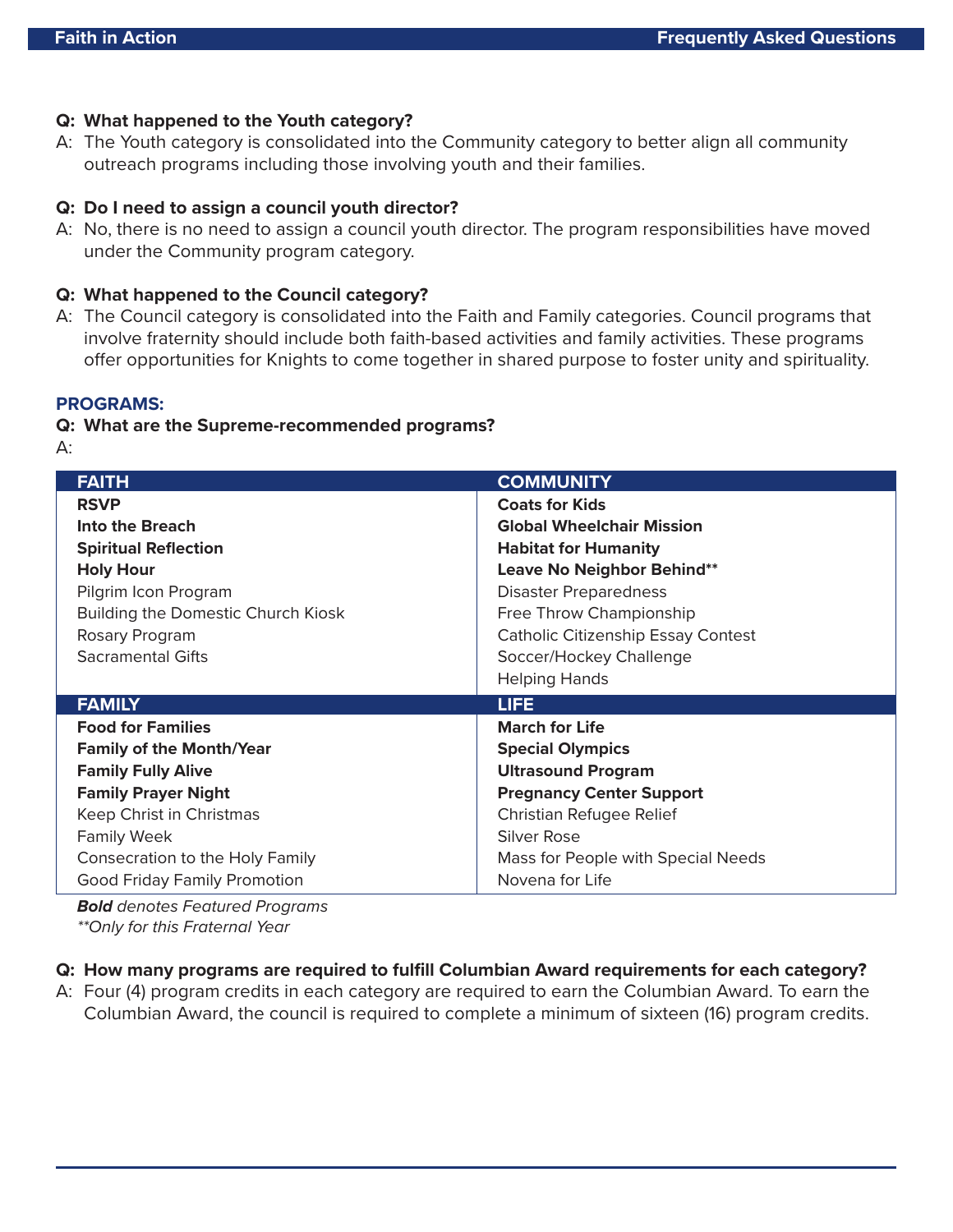**Q: What happened to the Youth category?**

A: The Youth category is consolidated into the Community category to better align all community outreach programs including those involving youth and their families.

**Q: Do I need to assign a council youth director?**

A: No, there is no need to assign a council youth director. The program responsibilities have moved under the Community program category.

**Q: What happened to the Council category?**

A: The Council category is consolidated into the Faith and Family categories. Council programs that involve fraternity should include both faith-based activities and family activities. These programs offer opportunities for Knights to come together in shared purpose to foster unity and spirituality.

## PROGRAMS:

**Q: What are the Supreme-recommended programs?**

A:

| FAITH | COMMUNITY |
|---|---|
| **RSVP** | **Coats for Kids** |
| **Into the Breach** | **Global Wheelchair Mission** |
| **Spiritual Reflection** | **Habitat for Humanity** |
| **Holy Hour** | **Leave No Neighbor Behind**** |
| Pilgrim Icon Program | Disaster Preparedness |
| Building the Domestic Church Kiosk | Free Throw Championship |
| Rosary Program | Catholic Citizenship Essay Contest |
| Sacramental Gifts | Soccer/Hockey Challenge |
| | Helping Hands |
| **FAMILY** | **LIFE** |
| **Food for Families** | **March for Life** |
| **Family of the Month/Year** | **Special Olympics** |
| **Family Fully Alive** | **Ultrasound Program** |
| **Family Prayer Night** | **Pregnancy Center Support** |
| Keep Christ in Christmas | Christian Refugee Relief |
| Family Week | Silver Rose |
| Consecration to the Holy Family | Mass for People with Special Needs |
| Good Friday Family Promotion | Novena for Life |

***Bold** denotes Featured Programs*

*\*\*Only for this Fraternal Year*

**Q: How many programs are required to fulfill Columbian Award requirements for each category?**

A: Four (4) program credits in each category are required to earn the Columbian Award. To earn the Columbian Award, the council is required to complete a minimum of sixteen (16) program credits.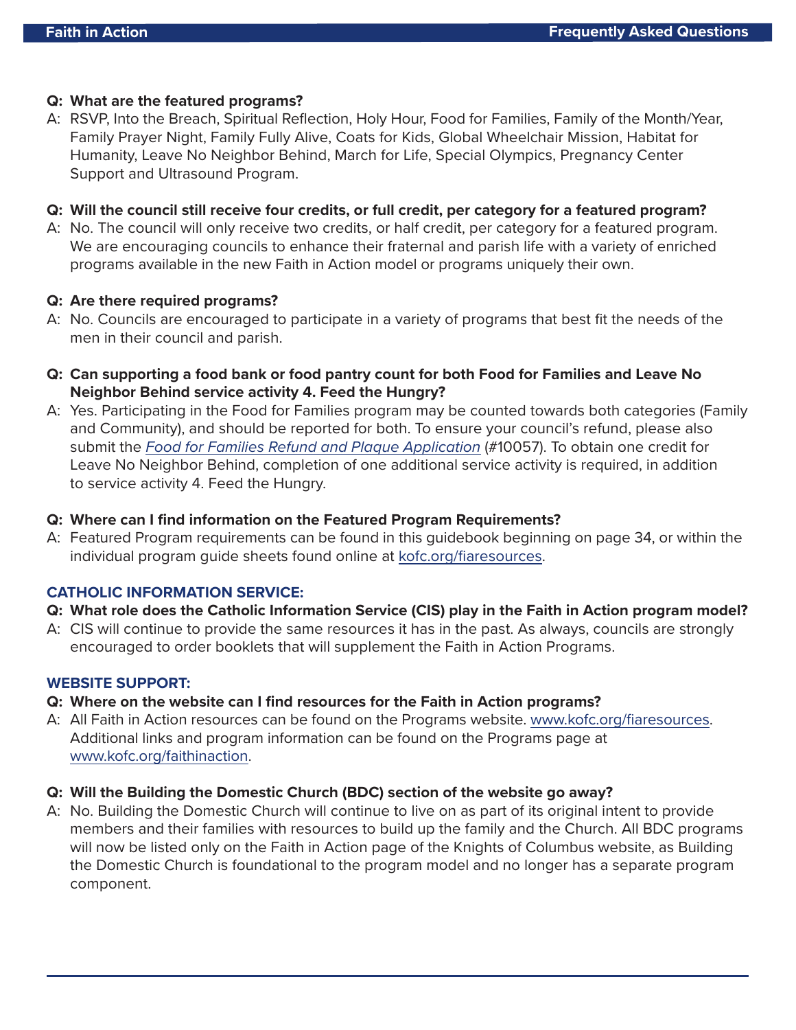**Q: What are the featured programs?**

A: RSVP, Into the Breach, Spiritual Reflection, Holy Hour, Food for Families, Family of the Month/Year, Family Prayer Night, Family Fully Alive, Coats for Kids, Global Wheelchair Mission, Habitat for Humanity, Leave No Neighbor Behind, March for Life, Special Olympics, Pregnancy Center Support and Ultrasound Program.

**Q: Will the council still receive four credits, or full credit, per category for a featured program?**

A: No. The council will only receive two credits, or half credit, per category for a featured program. We are encouraging councils to enhance their fraternal and parish life with a variety of enriched programs available in the new Faith in Action model or programs uniquely their own.

**Q: Are there required programs?**

A: No. Councils are encouraged to participate in a variety of programs that best fit the needs of the men in their council and parish.

**Q: Can supporting a food bank or food pantry count for both Food for Families and Leave No Neighbor Behind service activity 4. Feed the Hungry?**

A: Yes. Participating in the Food for Families program may be counted towards both categories (Family and Community), and should be reported for both. To ensure your council's refund, please also submit the *Food for Families Refund and Plaque Application* (#10057). To obtain one credit for Leave No Neighbor Behind, completion of one additional service activity is required, in addition to service activity 4. Feed the Hungry.

**Q: Where can I find information on the Featured Program Requirements?**

A: Featured Program requirements can be found in this guidebook beginning on page 34, or within the individual program guide sheets found online at kofc.org/fiaresources.

## CATHOLIC INFORMATION SERVICE:

**Q: What role does the Catholic Information Service (CIS) play in the Faith in Action program model?**

A: CIS will continue to provide the same resources it has in the past. As always, councils are strongly encouraged to order booklets that will supplement the Faith in Action Programs.

## WEBSITE SUPPORT:

**Q: Where on the website can I find resources for the Faith in Action programs?**

A: All Faith in Action resources can be found on the Programs website. www.kofc.org/fiaresources. Additional links and program information can be found on the Programs page at www.kofc.org/faithinaction.

**Q: Will the Building the Domestic Church (BDC) section of the website go away?**

A: No. Building the Domestic Church will continue to live on as part of its original intent to provide members and their families with resources to build up the family and the Church. All BDC programs will now be listed only on the Faith in Action page of the Knights of Columbus website, as Building the Domestic Church is foundational to the program model and no longer has a separate program component.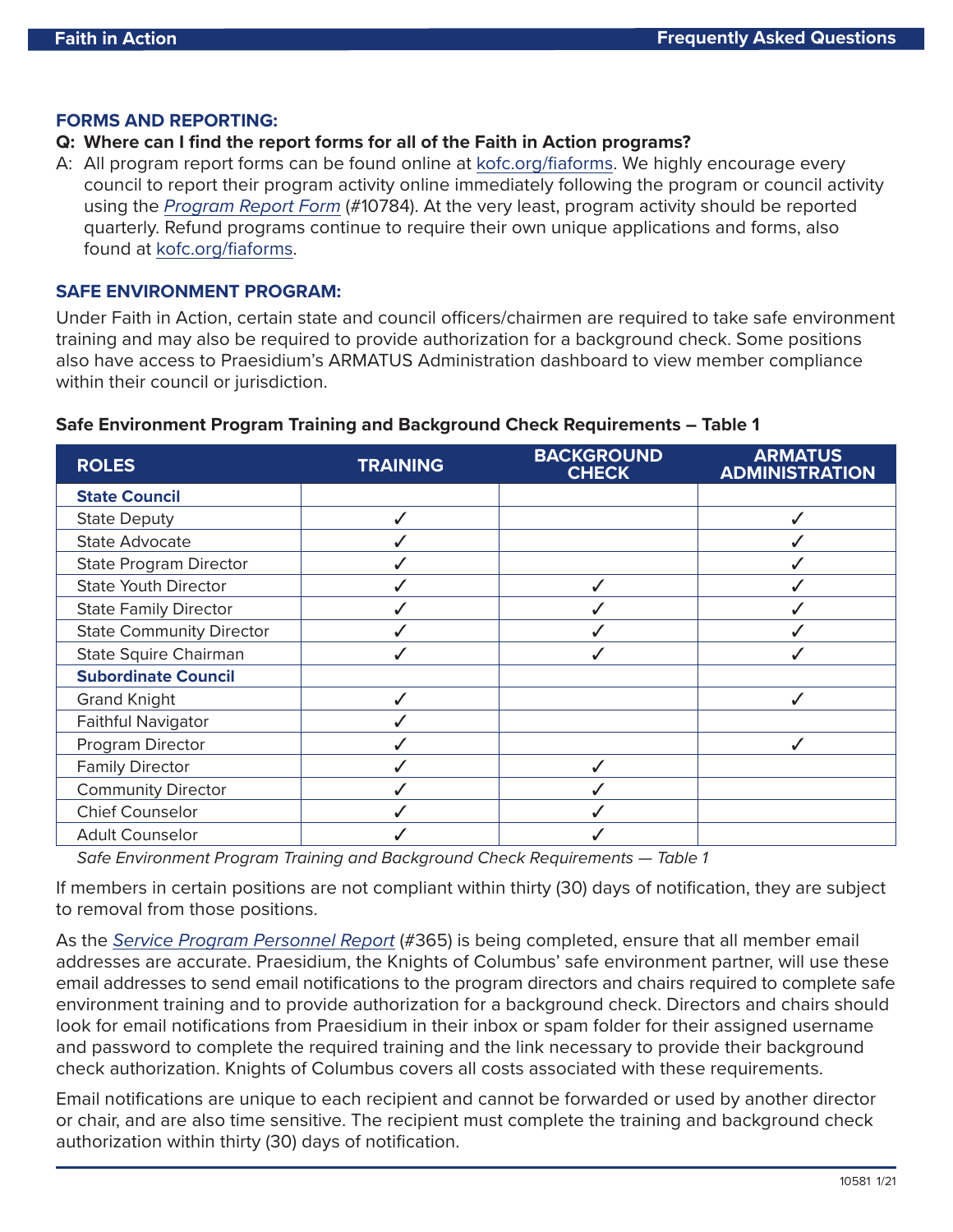## FORMS AND REPORTING:

**Q: Where can I find the report forms for all of the Faith in Action programs?**

A: All program report forms can be found online at kofc.org/fiaforms. We highly encourage every council to report their program activity online immediately following the program or council activity using the *Program Report Form* (#10784). At the very least, program activity should be reported quarterly. Refund programs continue to require their own unique applications and forms, also found at kofc.org/fiaforms.

## SAFE ENVIRONMENT PROGRAM:

Under Faith in Action, certain state and council officers/chairmen are required to take safe environment training and may also be required to provide authorization for a background check. Some positions also have access to Praesidium's ARMATUS Administration dashboard to view member compliance within their council or jurisdiction.

**Safe Environment Program Training and Background Check Requirements – Table 1**

| ROLES | TRAINING | BACKGROUND CHECK | ARMATUS ADMINISTRATION |
|---|---|---|---|
| **State Council** | | | |
| State Deputy | ✓ | | ✓ |
| State Advocate | ✓ | | ✓ |
| State Program Director | ✓ | | ✓ |
| State Youth Director | ✓ | ✓ | ✓ |
| State Family Director | ✓ | ✓ | ✓ |
| State Community Director | ✓ | ✓ | ✓ |
| State Squire Chairman | ✓ | ✓ | ✓ |
| **Subordinate Council** | | | |
| Grand Knight | ✓ | | ✓ |
| Faithful Navigator | ✓ | | |
| Program Director | ✓ | | ✓ |
| Family Director | ✓ | ✓ | |
| Community Director | ✓ | ✓ | |
| Chief Counselor | ✓ | ✓ | |
| Adult Counselor | ✓ | ✓ | |

*Safe Environment Program Training and Background Check Requirements — Table 1*

If members in certain positions are not compliant within thirty (30) days of notification, they are subject to removal from those positions.

As the *Service Program Personnel Report* (#365) is being completed, ensure that all member email addresses are accurate. Praesidium, the Knights of Columbus' safe environment partner, will use these email addresses to send email notifications to the program directors and chairs required to complete safe environment training and to provide authorization for a background check. Directors and chairs should look for email notifications from Praesidium in their inbox or spam folder for their assigned username and password to complete the required training and the link necessary to provide their background check authorization. Knights of Columbus covers all costs associated with these requirements.

Email notifications are unique to each recipient and cannot be forwarded or used by another director or chair, and are also time sensitive. The recipient must complete the training and background check authorization within thirty (30) days of notification.

10581 1/21